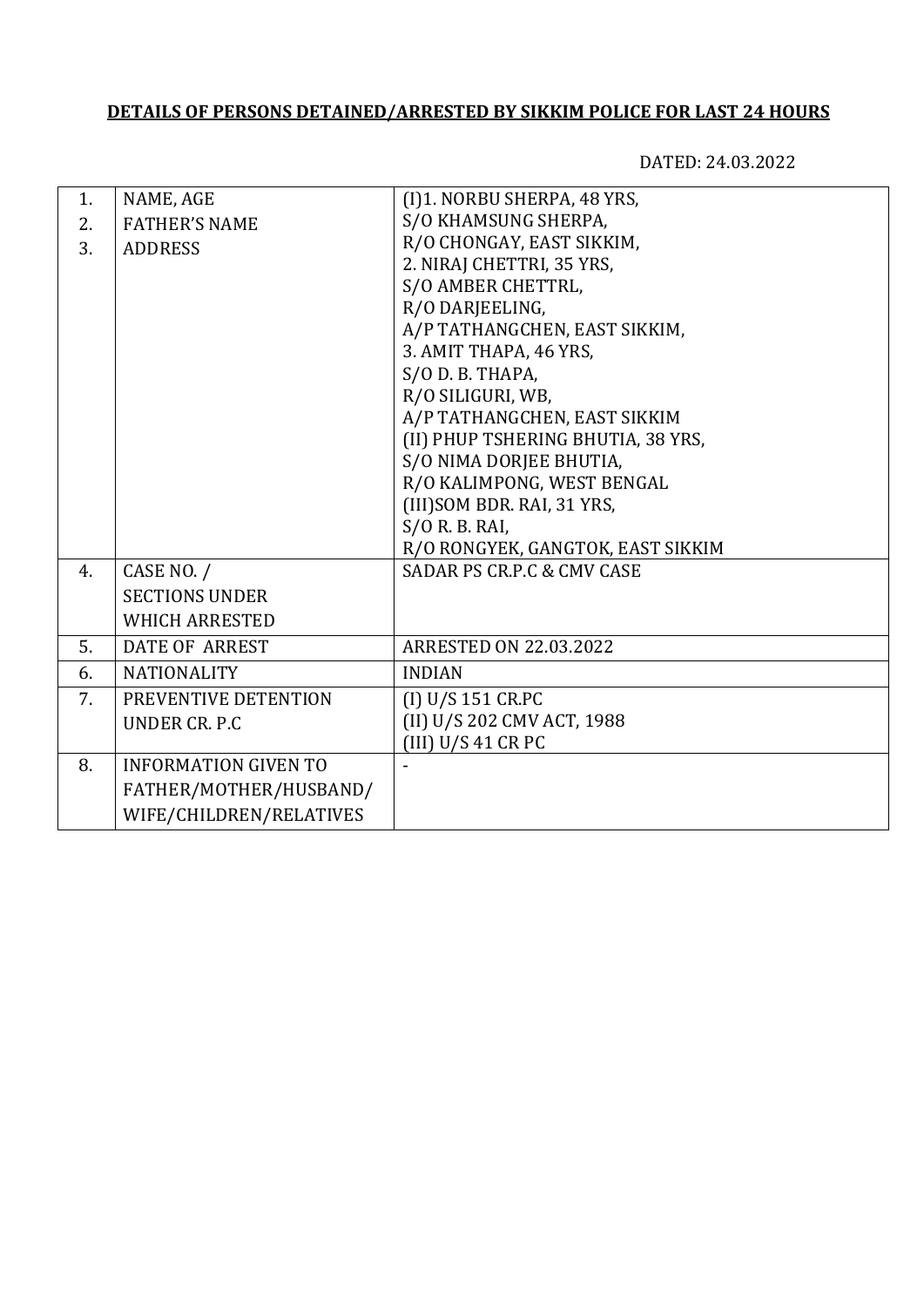**DETAILS OF PERSONS DETAINED/ARRESTED BY SIKKIM POLICE FOR LAST 24 HOURS**

DATED: 24.03.2022

| | | |
|---|---|---|
| 1.<br>2.<br>3. | NAME, AGE<br>FATHER'S NAME<br>ADDRESS | (I)1. NORBU SHERPA, 48 YRS,<br>S/O KHAMSUNG SHERPA,<br>R/O CHONGAY, EAST SIKKIM,<br>2. NIRAJ CHETTRI, 35 YRS,<br>S/O AMBER CHETTRL,<br>R/O DARJEELING,<br>A/P TATHANGCHEN, EAST SIKKIM,<br>3. AMIT THAPA, 46 YRS,<br>S/O D. B. THAPA,<br>R/O SILIGURI, WB,<br>A/P TATHANGCHEN, EAST SIKKIM<br>(II) PHUP TSHERING BHUTIA, 38 YRS,<br>S/O NIMA DORJEE BHUTIA,<br>R/O KALIMPONG, WEST BENGAL<br>(III)SOM BDR. RAI, 31 YRS,<br>S/O R. B. RAI,<br>R/O RONGYEK, GANGTOK, EAST SIKKIM |
| 4. | CASE NO. /<br>SECTIONS UNDER<br>WHICH ARRESTED | SADAR PS CR.P.C & CMV CASE |
| 5. | DATE OF ARREST | ARRESTED ON 22.03.2022 |
| 6. | NATIONALITY | INDIAN |
| 7. | PREVENTIVE DETENTION<br>UNDER CR. P.C | (I) U/S 151 CR.PC<br>(II) U/S 202 CMV ACT, 1988<br>(III) U/S 41 CR PC |
| 8. | INFORMATION GIVEN TO<br>FATHER/MOTHER/HUSBAND/<br>WIFE/CHILDREN/RELATIVES | - |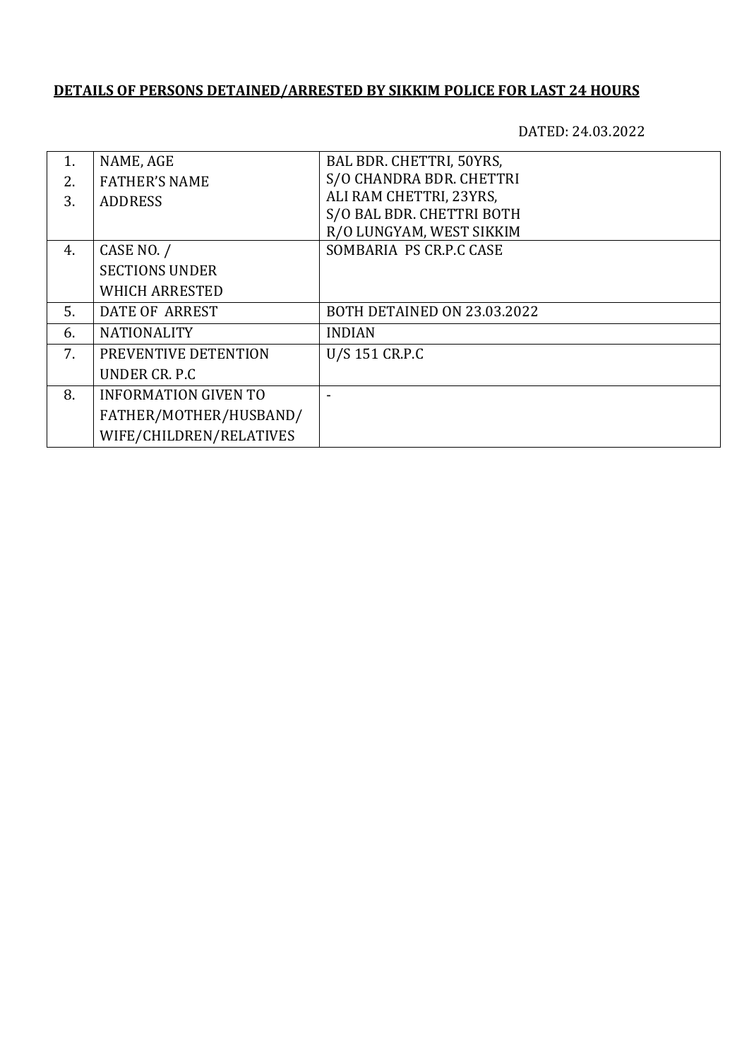**DETAILS OF PERSONS DETAINED/ARRESTED BY SIKKIM POLICE FOR LAST 24 HOURS**

DATED: 24.03.2022

| | | |
|---|---|---|
| 1.<br>2.<br>3. | NAME, AGE<br>FATHER'S NAME<br>ADDRESS | BAL BDR. CHETTRI, 50YRS,<br>S/O CHANDRA BDR. CHETTRI<br>ALI RAM CHETTRI, 23YRS,<br>S/O BAL BDR. CHETTRI BOTH<br>R/O LUNGYAM, WEST SIKKIM |
| 4. | CASE NO. /<br>SECTIONS UNDER<br>WHICH ARRESTED | SOMBARIA PS CR.P.C CASE |
| 5. | DATE OF ARREST | BOTH DETAINED ON 23.03.2022 |
| 6. | NATIONALITY | INDIAN |
| 7. | PREVENTIVE DETENTION<br>UNDER CR. P.C | U/S 151 CR.P.C |
| 8. | INFORMATION GIVEN TO<br>FATHER/MOTHER/HUSBAND/<br>WIFE/CHILDREN/RELATIVES | - |